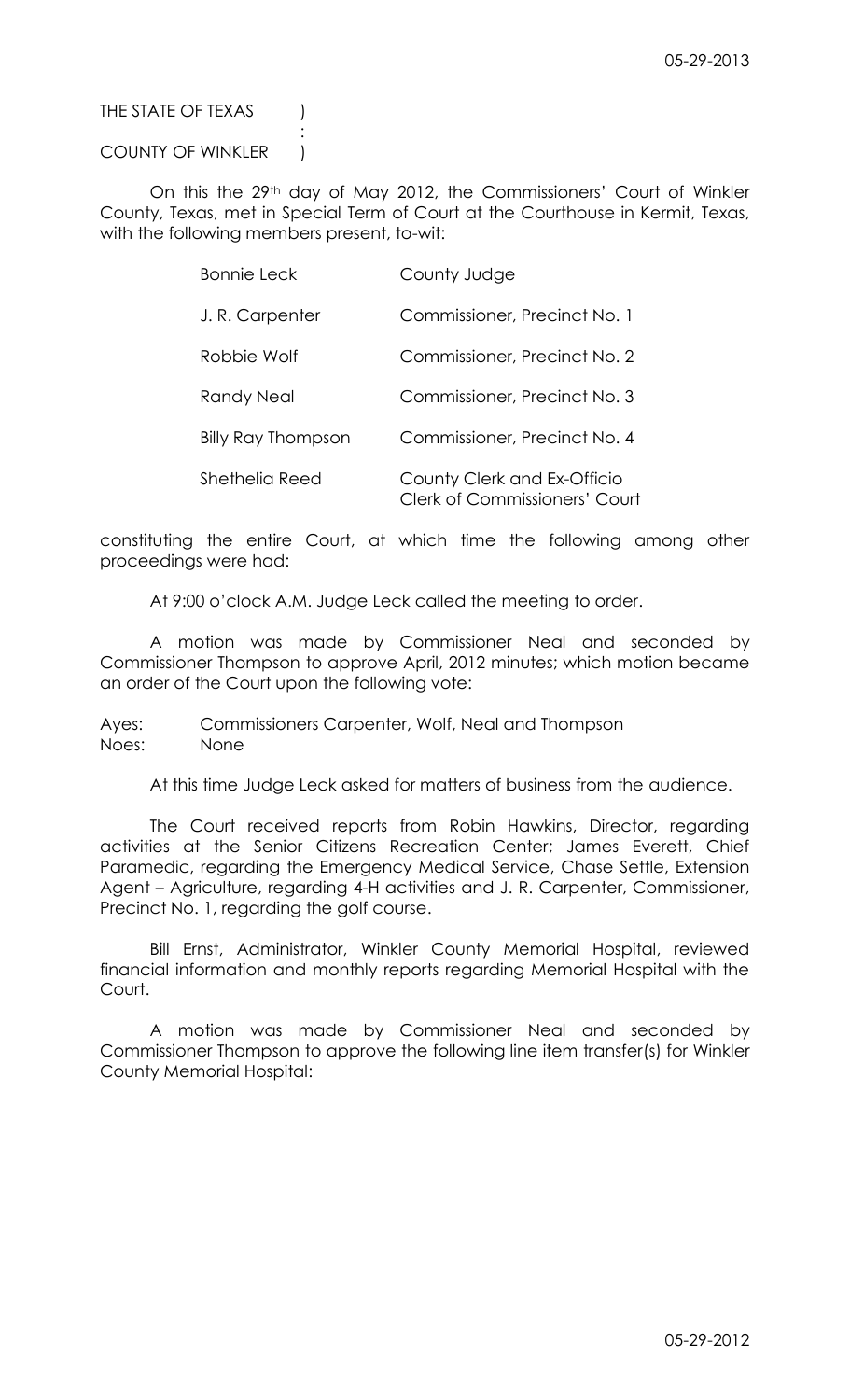THE STATE OF TEXAS )
:
COUNTY OF WINKLER )

On this the 29th day of May 2012, the Commissioners' Court of Winkler County, Texas, met in Special Term of Court at the Courthouse in Kermit, Texas, with the following members present, to-wit:

| | |
|---|---|
| Bonnie Leck | County Judge |
| J. R. Carpenter | Commissioner, Precinct No. 1 |
| Robbie Wolf | Commissioner, Precinct No. 2 |
| Randy Neal | Commissioner, Precinct No. 3 |
| Billy Ray Thompson | Commissioner, Precinct No. 4 |
| Shethelia Reed | County Clerk and Ex-Officio Clerk of Commissioners' Court |

constituting the entire Court, at which time the following among other proceedings were had:

At 9:00 o'clock A.M. Judge Leck called the meeting to order.

A motion was made by Commissioner Neal and seconded by Commissioner Thompson to approve April, 2012 minutes; which motion became an order of the Court upon the following vote:

Ayes: Commissioners Carpenter, Wolf, Neal and Thompson
Noes: None

At this time Judge Leck asked for matters of business from the audience.

The Court received reports from Robin Hawkins, Director, regarding activities at the Senior Citizens Recreation Center; James Everett, Chief Paramedic, regarding the Emergency Medical Service, Chase Settle, Extension Agent – Agriculture, regarding 4-H activities and J. R. Carpenter, Commissioner, Precinct No. 1, regarding the golf course.

Bill Ernst, Administrator, Winkler County Memorial Hospital, reviewed financial information and monthly reports regarding Memorial Hospital with the Court.

A motion was made by Commissioner Neal and seconded by Commissioner Thompson to approve the following line item transfer(s) for Winkler County Memorial Hospital: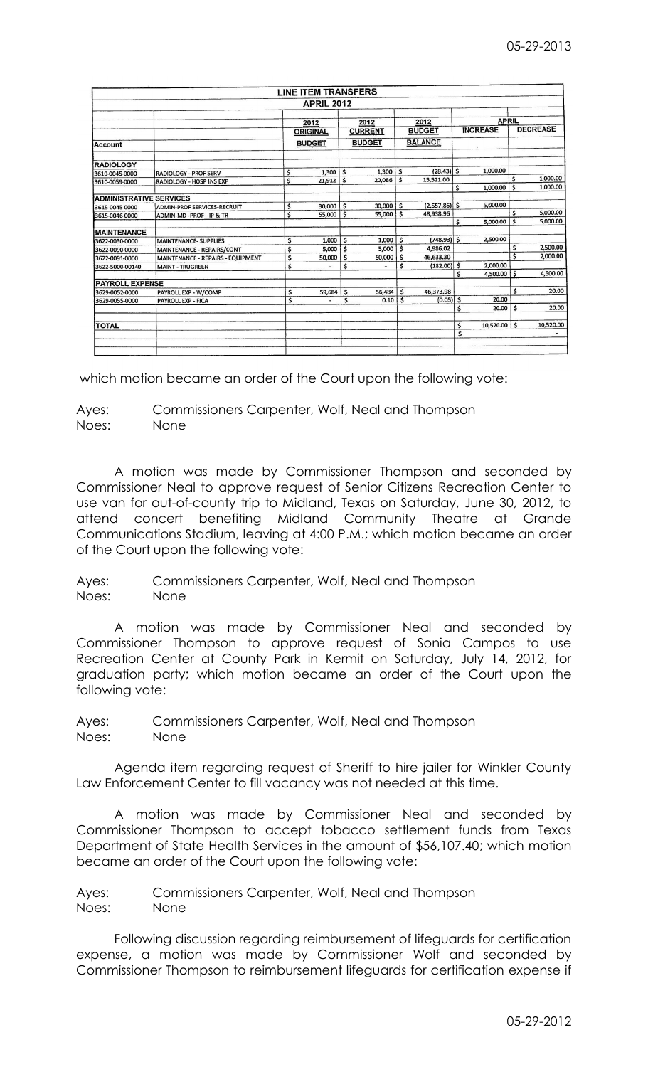| LINE ITEM TRANSFERS | | | | | | |
|---|---|---|---|---|---|---|
| APRIL 2012 | | | | | | |
| | | 2012 ORIGINAL | 2012 CURRENT | 2012 BUDGET | APRIL | |
| Account | | BUDGET | BUDGET | BALANCE | INCREASE | DECREASE |
| **RADIOLOGY** | | | | | | |
| 3610-0045-0000 | RADIOLOGY - PROF SERV | $ 1,300 | $ 1,300 | $ (28.43) | $ 1,000.00 | |
| 3610-0059-0000 | RADIOLOGY - HOSP INS EXP | $ 21,912 | $ 20,086 | $ 15,521.00 | | $ 1,000.00 |
| | | | | | $ 1,000.00 | $ 1,000.00 |
| **ADMINISTRATIVE SERVICES** | | | | | | |
| 3615-0045-0000 | ADMIN-PROF SERVICES-RECRUIT | $ 30,000 | $ 30,000 | $ (2,557.86) | $ 5,000.00 | |
| 3615-0046-0000 | ADMIN-MD -PROF - IP & TR | $ 55,000 | $ 55,000 | $ 48,938.96 | | $ 5,000.00 |
| | | | | | $ 5,000.00 | $ 5,000.00 |
| **MAINTENANCE** | | | | | | |
| 3622-0030-0000 | MAINTENANCE- SUPPLIES | $ 1,000 | $ 1,000 | $ (748.93) | $ 2,500.00 | |
| 3622-0090-0000 | MAINTENANCE - REPAIRS/CONT | $ 5,000 | $ 5,000 | $ 4,986.02 | | $ 2,500.00 |
| 3622-0091-0000 | MAINTENANCE - REPAIRS - EQUIPMENT | $ 50,000 | $ 50,000 | $ 46,633.30 | | $ 2,000.00 |
| 3622-5000-00140 | MAINT - TRUGREEN | $ - | $ - | $ (182.00) | $ 2,000.00 | |
| | | | | | $ 4,500.00 | $ 4,500.00 |
| **PAYROLL EXPENSE** | | | | | | |
| 3629-0052-0000 | PAYROLL EXP - W/COMP | $ 59,684 | $ 56,484 | $ 46,373.98 | | $ 20.00 |
| 3629-0055-0000 | PAYROLL EXP - FICA | $ - | $ 0.10 | $ (0.05) | $ 20.00 | |
| | | | | | $ 20.00 | $ 20.00 |
| **TOTAL** | | | | | $ 10,520.00 | $ 10,520.00 |
| | | | | | $ | - |

which motion became an order of the Court upon the following vote:

Ayes: Commissioners Carpenter, Wolf, Neal and Thompson
Noes: None

A motion was made by Commissioner Thompson and seconded by Commissioner Neal to approve request of Senior Citizens Recreation Center to use van for out-of-county trip to Midland, Texas on Saturday, June 30, 2012, to attend concert benefiting Midland Community Theatre at Grande Communications Stadium, leaving at 4:00 P.M.; which motion became an order of the Court upon the following vote:

Ayes: Commissioners Carpenter, Wolf, Neal and Thompson
Noes: None

A motion was made by Commissioner Neal and seconded by Commissioner Thompson to approve request of Sonia Campos to use Recreation Center at County Park in Kermit on Saturday, July 14, 2012, for graduation party; which motion became an order of the Court upon the following vote:

Ayes: Commissioners Carpenter, Wolf, Neal and Thompson
Noes: None

Agenda item regarding request of Sheriff to hire jailer for Winkler County Law Enforcement Center to fill vacancy was not needed at this time.

A motion was made by Commissioner Neal and seconded by Commissioner Thompson to accept tobacco settlement funds from Texas Department of State Health Services in the amount of $56,107.40; which motion became an order of the Court upon the following vote:

Ayes: Commissioners Carpenter, Wolf, Neal and Thompson
Noes: None

Following discussion regarding reimbursement of lifeguards for certification expense, a motion was made by Commissioner Wolf and seconded by Commissioner Thompson to reimbursement lifeguards for certification expense if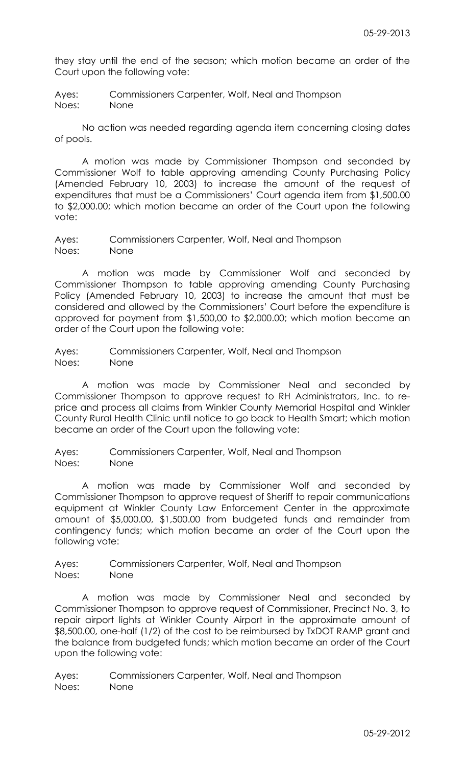they stay until the end of the season; which motion became an order of the Court upon the following vote:

Ayes: Commissioners Carpenter, Wolf, Neal and Thompson
Noes: None

No action was needed regarding agenda item concerning closing dates of pools.

A motion was made by Commissioner Thompson and seconded by Commissioner Wolf to table approving amending County Purchasing Policy (Amended February 10, 2003) to increase the amount of the request of expenditures that must be a Commissioners' Court agenda item from $1,500.00 to $2,000.00; which motion became an order of the Court upon the following vote:

Ayes: Commissioners Carpenter, Wolf, Neal and Thompson
Noes: None

A motion was made by Commissioner Wolf and seconded by Commissioner Thompson to table approving amending County Purchasing Policy (Amended February 10, 2003) to increase the amount that must be considered and allowed by the Commissioners' Court before the expenditure is approved for payment from $1,500,00 to $2,000.00; which motion became an order of the Court upon the following vote:

Ayes: Commissioners Carpenter, Wolf, Neal and Thompson
Noes: None

A motion was made by Commissioner Neal and seconded by Commissioner Thompson to approve request to RH Administrators, Inc. to re-price and process all claims from Winkler County Memorial Hospital and Winkler County Rural Health Clinic until notice to go back to Health Smart; which motion became an order of the Court upon the following vote:

Ayes: Commissioners Carpenter, Wolf, Neal and Thompson
Noes: None

A motion was made by Commissioner Wolf and seconded by Commissioner Thompson to approve request of Sheriff to repair communications equipment at Winkler County Law Enforcement Center in the approximate amount of $5,000.00, $1,500.00 from budgeted funds and remainder from contingency funds; which motion became an order of the Court upon the following vote:

Ayes: Commissioners Carpenter, Wolf, Neal and Thompson
Noes: None

A motion was made by Commissioner Neal and seconded by Commissioner Thompson to approve request of Commissioner, Precinct No. 3, to repair airport lights at Winkler County Airport in the approximate amount of $8,500.00, one-half (1/2) of the cost to be reimbursed by TxDOT RAMP grant and the balance from budgeted funds; which motion became an order of the Court upon the following vote:

Ayes: Commissioners Carpenter, Wolf, Neal and Thompson
Noes: None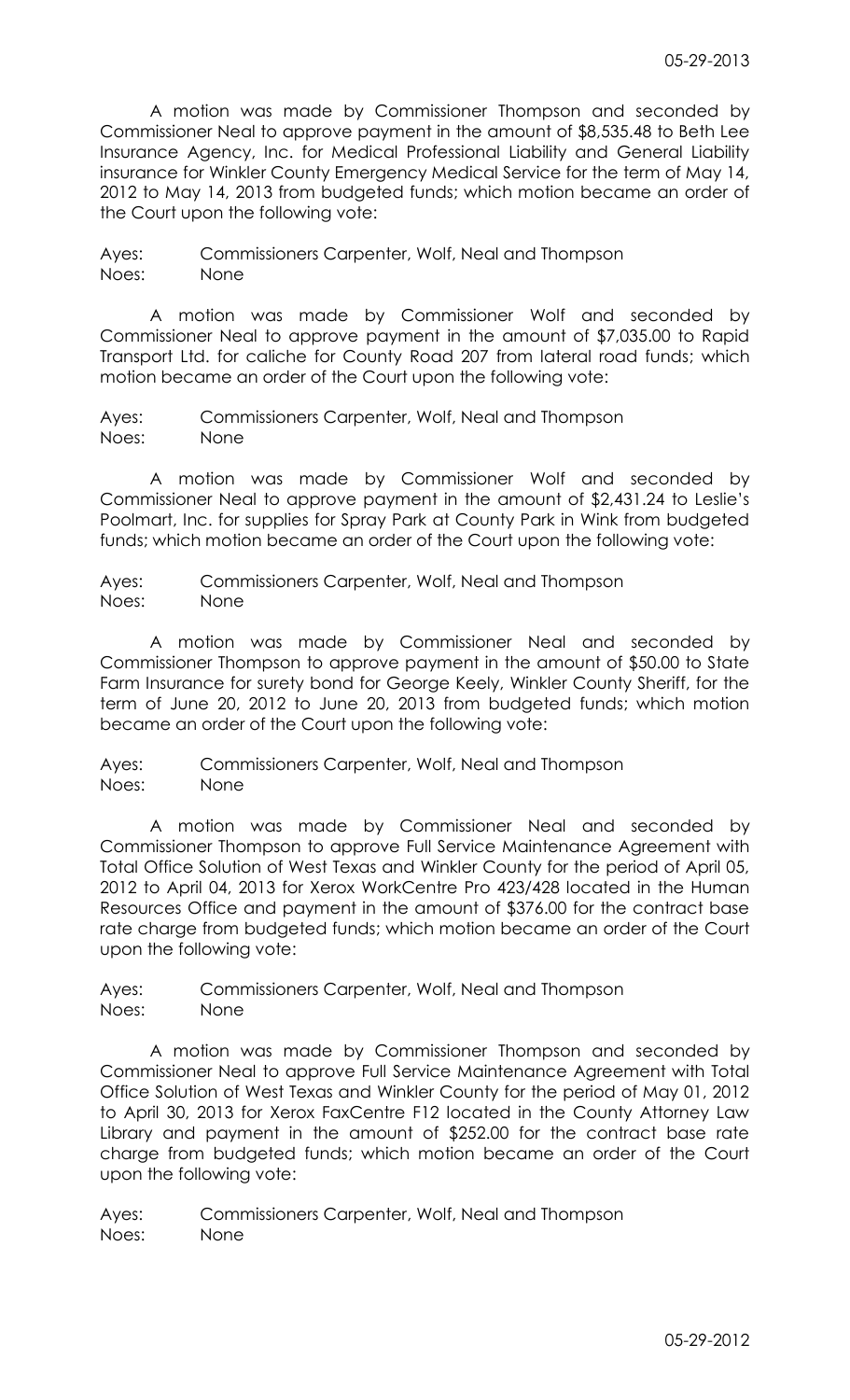A motion was made by Commissioner Thompson and seconded by Commissioner Neal to approve payment in the amount of $8,535.48 to Beth Lee Insurance Agency, Inc. for Medical Professional Liability and General Liability insurance for Winkler County Emergency Medical Service for the term of May 14, 2012 to May 14, 2013 from budgeted funds; which motion became an order of the Court upon the following vote:

Ayes: Commissioners Carpenter, Wolf, Neal and Thompson
Noes: None

A motion was made by Commissioner Wolf and seconded by Commissioner Neal to approve payment in the amount of $7,035.00 to Rapid Transport Ltd. for caliche for County Road 207 from lateral road funds; which motion became an order of the Court upon the following vote:

Ayes: Commissioners Carpenter, Wolf, Neal and Thompson
Noes: None

A motion was made by Commissioner Wolf and seconded by Commissioner Neal to approve payment in the amount of $2,431.24 to Leslie's Poolmart, Inc. for supplies for Spray Park at County Park in Wink from budgeted funds; which motion became an order of the Court upon the following vote:

Ayes: Commissioners Carpenter, Wolf, Neal and Thompson
Noes: None

A motion was made by Commissioner Neal and seconded by Commissioner Thompson to approve payment in the amount of $50.00 to State Farm Insurance for surety bond for George Keely, Winkler County Sheriff, for the term of June 20, 2012 to June 20, 2013 from budgeted funds; which motion became an order of the Court upon the following vote:

Ayes: Commissioners Carpenter, Wolf, Neal and Thompson
Noes: None

A motion was made by Commissioner Neal and seconded by Commissioner Thompson to approve Full Service Maintenance Agreement with Total Office Solution of West Texas and Winkler County for the period of April 05, 2012 to April 04, 2013 for Xerox WorkCentre Pro 423/428 located in the Human Resources Office and payment in the amount of $376.00 for the contract base rate charge from budgeted funds; which motion became an order of the Court upon the following vote:

Ayes: Commissioners Carpenter, Wolf, Neal and Thompson
Noes: None

A motion was made by Commissioner Thompson and seconded by Commissioner Neal to approve Full Service Maintenance Agreement with Total Office Solution of West Texas and Winkler County for the period of May 01, 2012 to April 30, 2013 for Xerox FaxCentre F12 located in the County Attorney Law Library and payment in the amount of $252.00 for the contract base rate charge from budgeted funds; which motion became an order of the Court upon the following vote:

Ayes: Commissioners Carpenter, Wolf, Neal and Thompson
Noes: None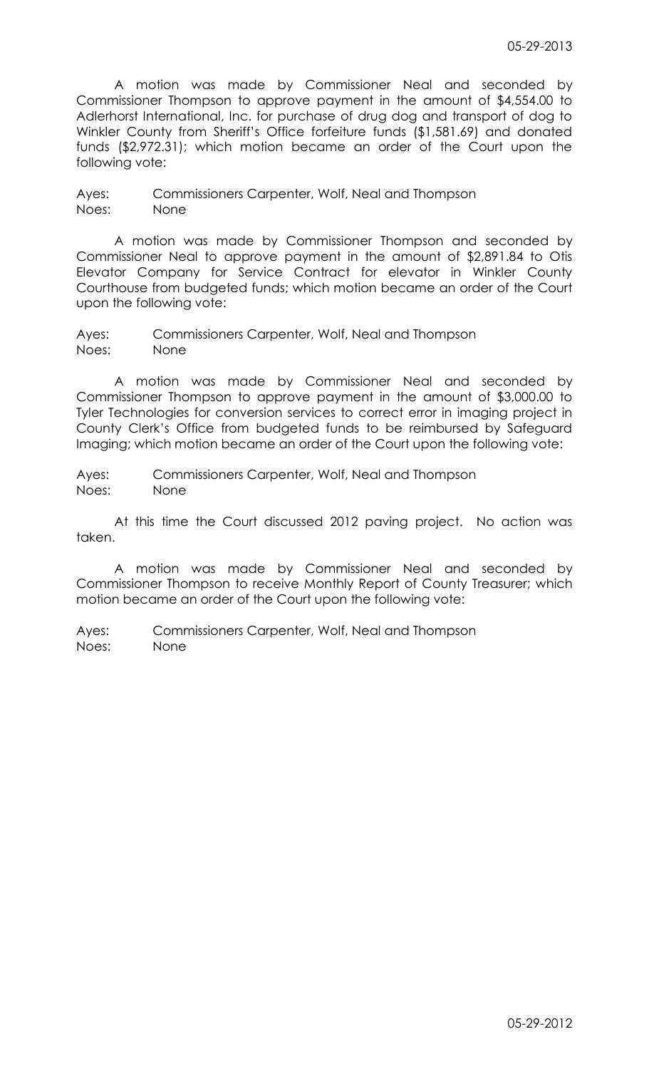A motion was made by Commissioner Neal and seconded by Commissioner Thompson to approve payment in the amount of $4,554.00 to Adlerhorst International, Inc. for purchase of drug dog and transport of dog to Winkler County from Sheriff's Office forfeiture funds ($1,581.69) and donated funds ($2,972.31); which motion became an order of the Court upon the following vote:

Ayes: Commissioners Carpenter, Wolf, Neal and Thompson
Noes: None

A motion was made by Commissioner Thompson and seconded by Commissioner Neal to approve payment in the amount of $2,891.84 to Otis Elevator Company for Service Contract for elevator in Winkler County Courthouse from budgeted funds; which motion became an order of the Court upon the following vote:

Ayes: Commissioners Carpenter, Wolf, Neal and Thompson
Noes: None

A motion was made by Commissioner Neal and seconded by Commissioner Thompson to approve payment in the amount of $3,000.00 to Tyler Technologies for conversion services to correct error in imaging project in County Clerk's Office from budgeted funds to be reimbursed by Safeguard Imaging; which motion became an order of the Court upon the following vote:

Ayes: Commissioners Carpenter, Wolf, Neal and Thompson
Noes: None

At this time the Court discussed 2012 paving project. No action was taken.

A motion was made by Commissioner Neal and seconded by Commissioner Thompson to receive Monthly Report of County Treasurer; which motion became an order of the Court upon the following vote:

Ayes: Commissioners Carpenter, Wolf, Neal and Thompson
Noes: None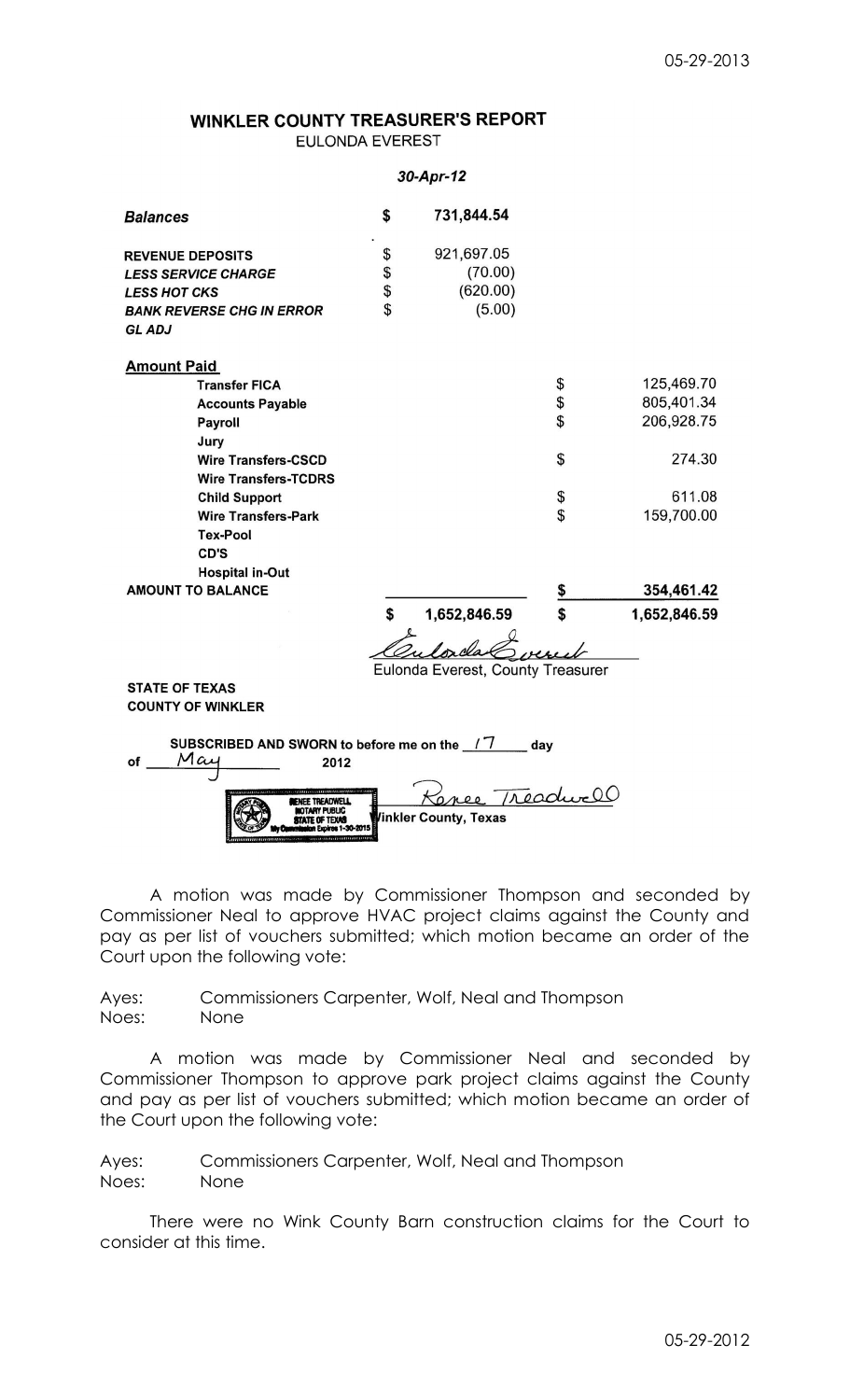## WINKLER COUNTY TREASURER'S REPORT

EULONDA EVEREST

*30-Apr-12*

| | | | |
|---|---|---|---|
| ***Balances*** | $ 731,844.54 | | |
| **REVENUE DEPOSITS** | $ 921,697.05 | | |
| ***LESS SERVICE CHARGE*** | $ (70.00) | | |
| ***LESS HOT CKS*** | $ (620.00) | | |
| ***BANK REVERSE CHG IN ERROR*** | $ (5.00) | | |
| ***GL ADJ*** | | | |
| **Amount Paid** | | | |
| **Transfer FICA** | | $ | 125,469.70 |
| **Accounts Payable** | | $ | 805,401.34 |
| **Payroll** | | $ | 206,928.75 |
| **Jury** | | | |
| **Wire Transfers-CSCD** | | $ | 274.30 |
| **Wire Transfers-TCDRS** | | | |
| **Child Support** | | $ | 611.08 |
| **Wire Transfers-Park** | | $ | 159,700.00 |
| **Tex-Pool** | | | |
| **CD'S** | | | |
| **Hospital in-Out** | | | |
| **AMOUNT TO BALANCE** | | $ | 354,461.42 |
| | **$ 1,652,846.59** | **$** | **1,652,846.59** |

Eulonda Everest

Eulonda Everest, County Treasurer

**STATE OF TEXAS**
**COUNTY OF WINKLER**

**SUBSCRIBED AND SWORN to before me on the** 17 **day of** May **2012**

RENEE TREADWELL
NOTARY PUBLIC
STATE OF TEXAS
My Commission Expires 1-30-2015

Renee Treadwell

Winkler County, Texas

A motion was made by Commissioner Thompson and seconded by Commissioner Neal to approve HVAC project claims against the County and pay as per list of vouchers submitted; which motion became an order of the Court upon the following vote:

Ayes: Commissioners Carpenter, Wolf, Neal and Thompson
Noes: None

A motion was made by Commissioner Neal and seconded by Commissioner Thompson to approve park project claims against the County and pay as per list of vouchers submitted; which motion became an order of the Court upon the following vote:

Ayes: Commissioners Carpenter, Wolf, Neal and Thompson
Noes: None

There were no Wink County Barn construction claims for the Court to consider at this time.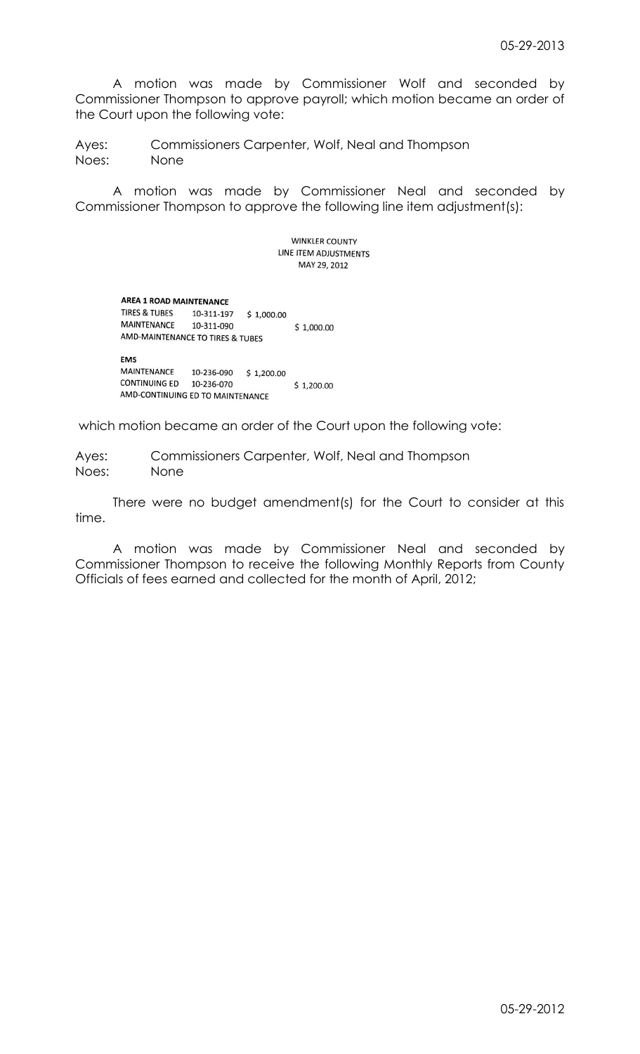A motion was made by Commissioner Wolf and seconded by Commissioner Thompson to approve payroll; which motion became an order of the Court upon the following vote:

Ayes: Commissioners Carpenter, Wolf, Neal and Thompson
Noes: None

A motion was made by Commissioner Neal and seconded by Commissioner Thompson to approve the following line item adjustment(s):

WINKLER COUNTY
LINE ITEM ADJUSTMENTS
MAY 29, 2012

**AREA 1 ROAD MAINTENANCE**

| | | | |
|---|---|---|---|
| TIRES & TUBES | 10-311-197 | $ 1,000.00 | |
| MAINTENANCE | 10-311-090 | | $ 1,000.00 |

AMD-MAINTENANCE TO TIRES & TUBES

**EMS**

| | | | |
|---|---|---|---|
| MAINTENANCE | 10-236-090 | $ 1,200.00 | |
| CONTINUING ED | 10-236-070 | | $ 1,200.00 |

AMD-CONTINUING ED TO MAINTENANCE

which motion became an order of the Court upon the following vote:

Ayes: Commissioners Carpenter, Wolf, Neal and Thompson
Noes: None

There were no budget amendment(s) for the Court to consider at this time.

A motion was made by Commissioner Neal and seconded by Commissioner Thompson to receive the following Monthly Reports from County Officials of fees earned and collected for the month of April, 2012;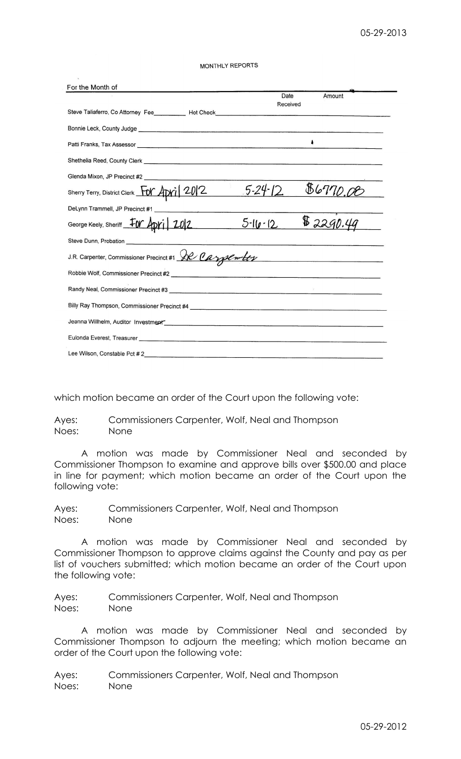MONTHLY REPORTS

For the Month of

| | | Date Received | Amount |
|---|---|---|---|
| Steve Taliaferro, Co Attorney Fee_________ Hot Check | | | |
| Bonnie Leck, County Judge | | | |
| Patti Franks, Tax Assessor | | | |
| Shethelia Reed, County Clerk | | | |
| Glenda Mixon, JP Precinct #2 | | | |
| Sherry Terry, District Clerk | For April 2012 | 5-24-12 | $6770.08 |
| DeLynn Trammell, JP Precinct #1 | | | |
| George Keely, Sheriff | For April 2012 | 5-16-12 | $2290.49 |
| Steve Dunn, Probation | | | |
| J.R. Carpenter, Commissioner Precinct #1 | JR Carpenter | | |
| Robbie Wolf, Commissioner Precinct #2 | | | |
| Randy Neal, Commissioner Precinct #3 | | | |
| Billy Ray Thompson, Commissioner Precinct #4 | | | |
| Jeanna Willhelm, Auditor Investment | | | |
| Eulonda Everest, Treasurer | | | |
| Lee Wilson, Constable Pct # 2 | | | |

which motion became an order of the Court upon the following vote:

Ayes: Commissioners Carpenter, Wolf, Neal and Thompson
Noes: None

A motion was made by Commissioner Neal and seconded by Commissioner Thompson to examine and approve bills over $500.00 and place in line for payment; which motion became an order of the Court upon the following vote:

Ayes: Commissioners Carpenter, Wolf, Neal and Thompson
Noes: None

A motion was made by Commissioner Neal and seconded by Commissioner Thompson to approve claims against the County and pay as per list of vouchers submitted; which motion became an order of the Court upon the following vote:

Ayes: Commissioners Carpenter, Wolf, Neal and Thompson
Noes: None

A motion was made by Commissioner Neal and seconded by Commissioner Thompson to adjourn the meeting; which motion became an order of the Court upon the following vote:

Ayes: Commissioners Carpenter, Wolf, Neal and Thompson
Noes: None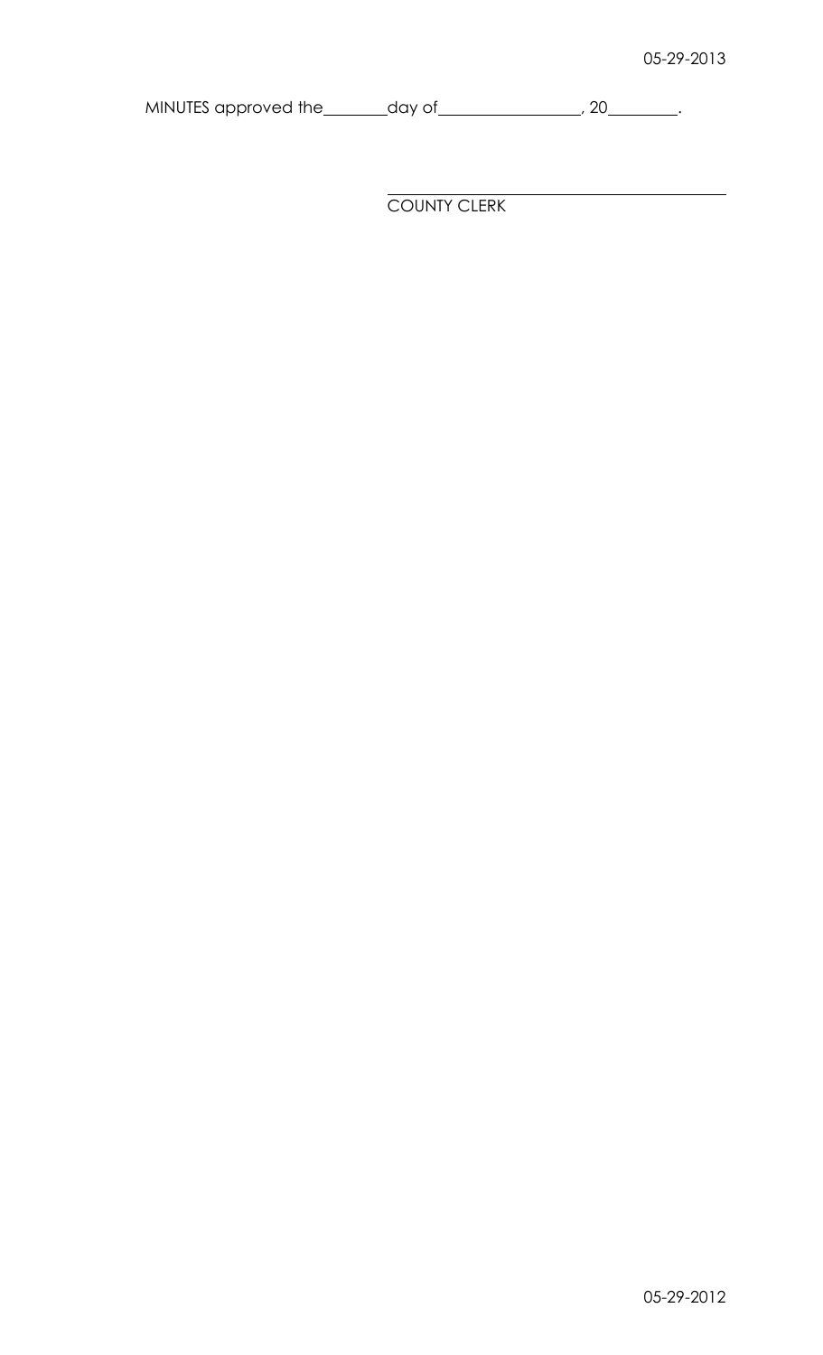MINUTES approved the_______day of________________, 20________.

_________________________________________
COUNTY CLERK